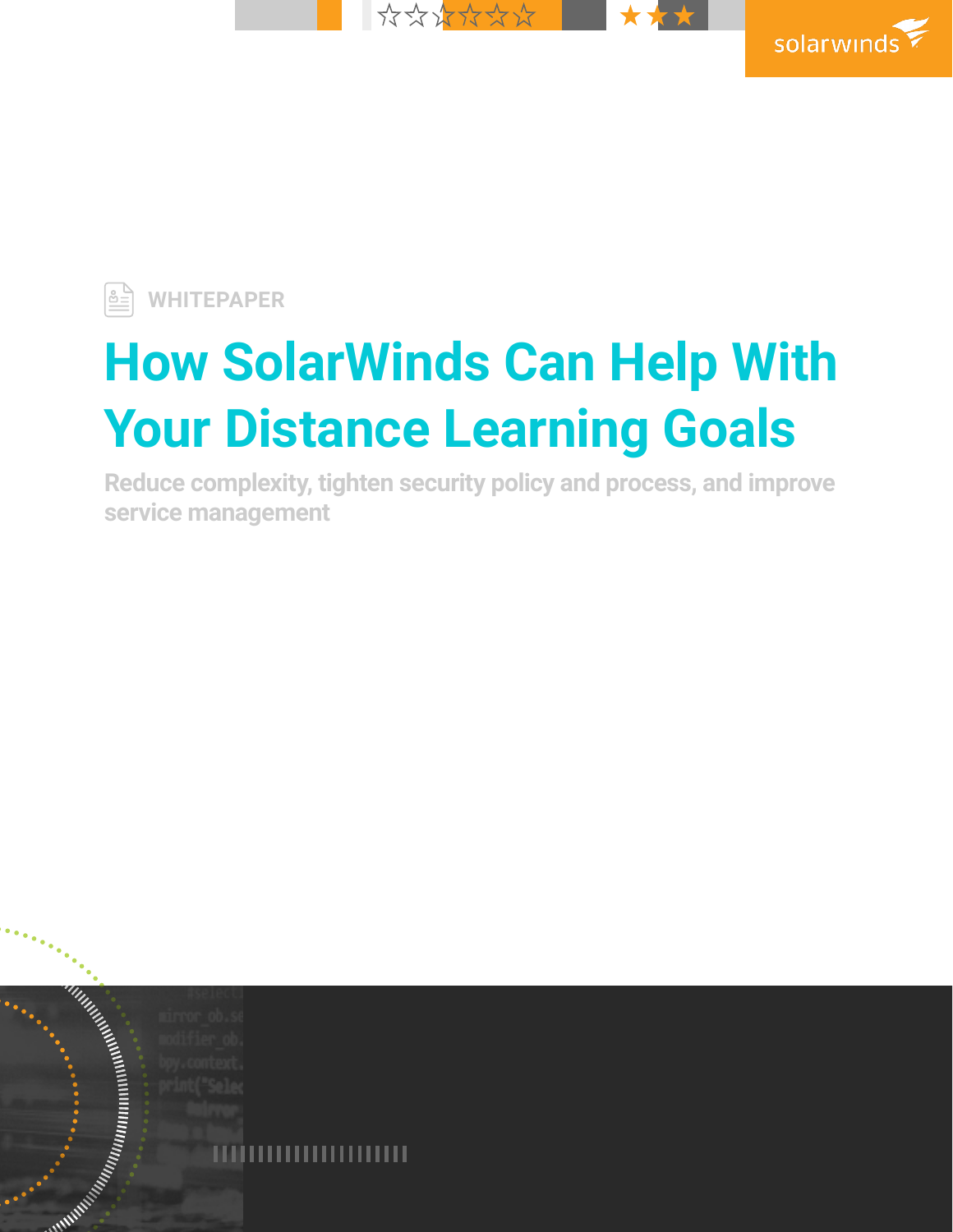WHITEPAPER

# How SolarWinds Can Help With Your Distance Learning Goals

Reduce complexity, tighten security policy and process, and improve service management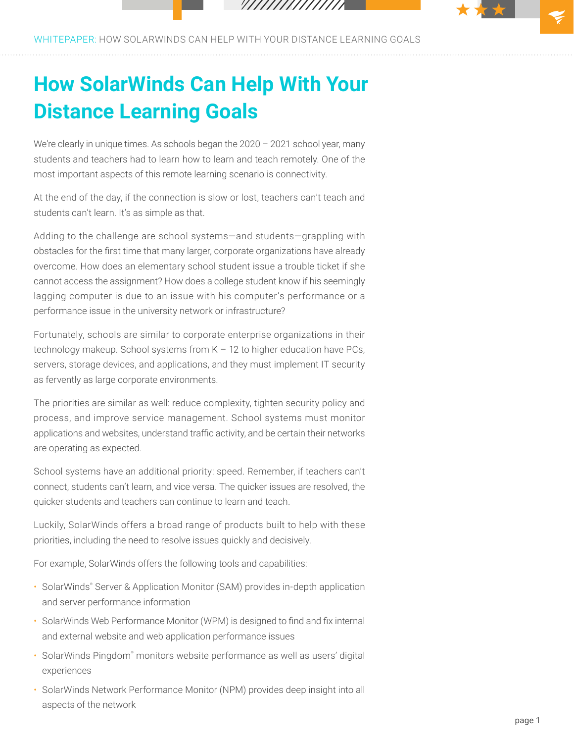# How SolarWinds Can Help With Your Distance Learning Goals

We're clearly in unique times. As schools began the 2020 – 2021 school year, many students and teachers had to learn how to learn and teach remotely. One of the most important aspects of this remote learning scenario is connectivity.

At the end of the day, if the connection is slow or lost, teachers can't teach and students can't learn. It's as simple as that.

Adding to the challenge are school systems—and students—grappling with obstacles for the first time that many larger, corporate organizations have already overcome. How does an elementary school student issue a trouble ticket if she cannot access the assignment? How does a college student know if his seemingly lagging computer is due to an issue with his computer's performance or a performance issue in the university network or infrastructure?

Fortunately, schools are similar to corporate enterprise organizations in their technology makeup. School systems from K – 12 to higher education have PCs, servers, storage devices, and applications, and they must implement IT security as fervently as large corporate environments.

The priorities are similar as well: reduce complexity, tighten security policy and process, and improve service management. School systems must monitor applications and websites, understand traffic activity, and be certain their networks are operating as expected.

School systems have an additional priority: speed. Remember, if teachers can't connect, students can't learn, and vice versa. The quicker issues are resolved, the quicker students and teachers can continue to learn and teach.

Luckily, SolarWinds offers a broad range of products built to help with these priorities, including the need to resolve issues quickly and decisively.

For example, SolarWinds offers the following tools and capabilities:

- SolarWinds® Server & Application Monitor (SAM) provides in-depth application and server performance information
- SolarWinds Web Performance Monitor (WPM) is designed to find and fix internal and external website and web application performance issues
- SolarWinds Pingdom® monitors website performance as well as users' digital experiences
- SolarWinds Network Performance Monitor (NPM) provides deep insight into all aspects of the network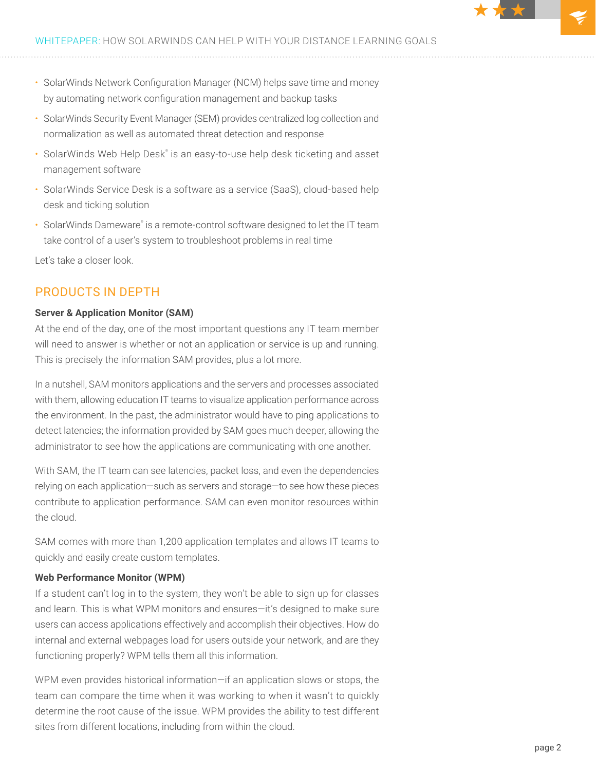- SolarWinds Network Configuration Manager (NCM) helps save time and money by automating network configuration management and backup tasks
- SolarWinds Security Event Manager (SEM) provides centralized log collection and normalization as well as automated threat detection and response
- SolarWinds Web Help Desk® is an easy-to-use help desk ticketing and asset management software
- SolarWinds Service Desk is a software as a service (SaaS), cloud-based help desk and ticking solution
- SolarWinds Dameware® is a remote-control software designed to let the IT team take control of a user's system to troubleshoot problems in real time

Let's take a closer look.

## PRODUCTS IN DEPTH

**Server & Application Monitor (SAM)**

At the end of the day, one of the most important questions any IT team member will need to answer is whether or not an application or service is up and running. This is precisely the information SAM provides, plus a lot more.

In a nutshell, SAM monitors applications and the servers and processes associated with them, allowing education IT teams to visualize application performance across the environment. In the past, the administrator would have to ping applications to detect latencies; the information provided by SAM goes much deeper, allowing the administrator to see how the applications are communicating with one another.

With SAM, the IT team can see latencies, packet loss, and even the dependencies relying on each application—such as servers and storage—to see how these pieces contribute to application performance. SAM can even monitor resources within the cloud.

SAM comes with more than 1,200 application templates and allows IT teams to quickly and easily create custom templates.

**Web Performance Monitor (WPM)**

If a student can't log in to the system, they won't be able to sign up for classes and learn. This is what WPM monitors and ensures—it's designed to make sure users can access applications effectively and accomplish their objectives. How do internal and external webpages load for users outside your network, and are they functioning properly? WPM tells them all this information.

WPM even provides historical information—if an application slows or stops, the team can compare the time when it was working to when it wasn't to quickly determine the root cause of the issue. WPM provides the ability to test different sites from different locations, including from within the cloud.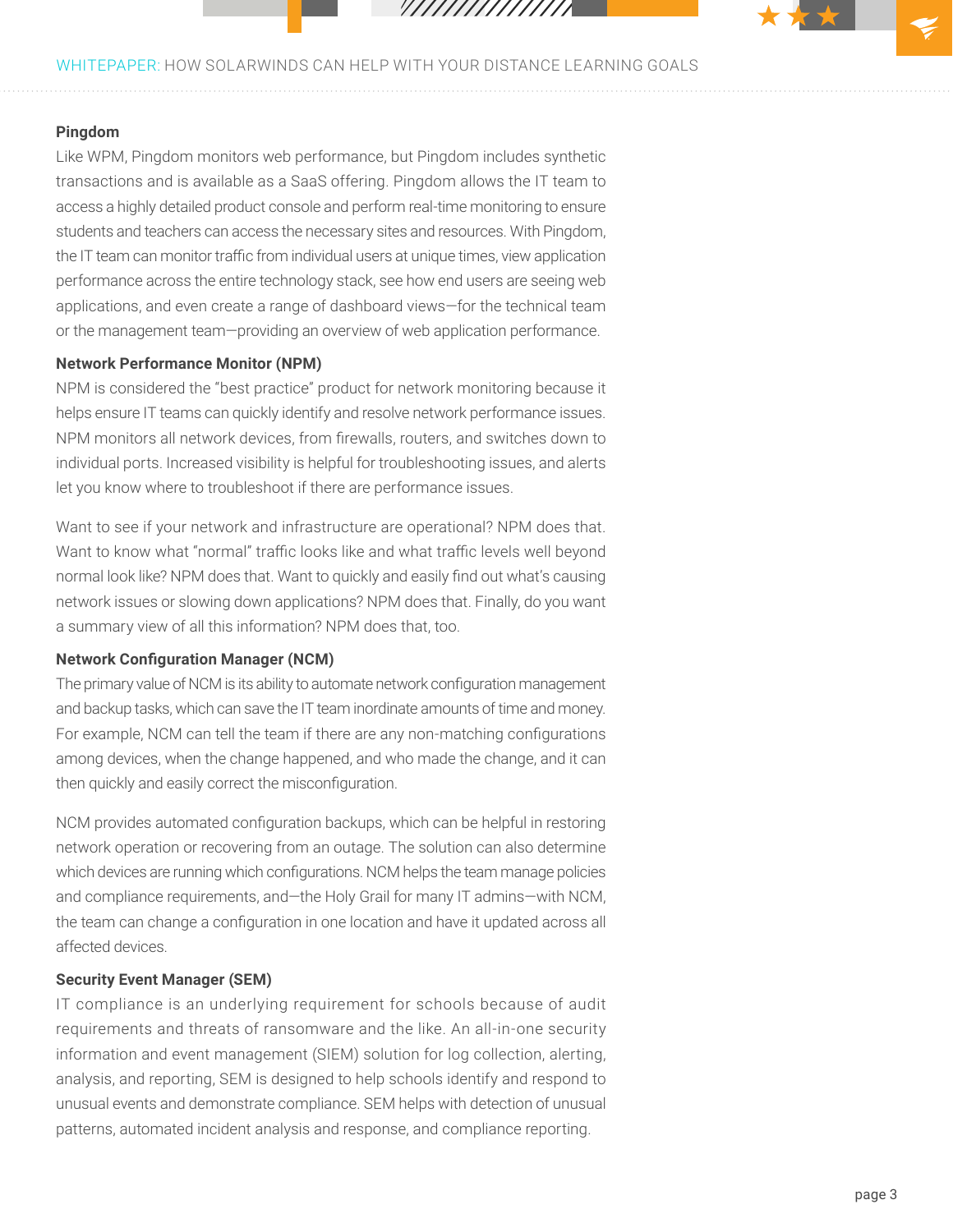**Pingdom**

Like WPM, Pingdom monitors web performance, but Pingdom includes synthetic transactions and is available as a SaaS offering. Pingdom allows the IT team to access a highly detailed product console and perform real-time monitoring to ensure students and teachers can access the necessary sites and resources. With Pingdom, the IT team can monitor traffic from individual users at unique times, view application performance across the entire technology stack, see how end users are seeing web applications, and even create a range of dashboard views—for the technical team or the management team—providing an overview of web application performance.

**Network Performance Monitor (NPM)**

NPM is considered the "best practice" product for network monitoring because it helps ensure IT teams can quickly identify and resolve network performance issues. NPM monitors all network devices, from firewalls, routers, and switches down to individual ports. Increased visibility is helpful for troubleshooting issues, and alerts let you know where to troubleshoot if there are performance issues.

Want to see if your network and infrastructure are operational? NPM does that. Want to know what "normal" traffic looks like and what traffic levels well beyond normal look like? NPM does that. Want to quickly and easily find out what's causing network issues or slowing down applications? NPM does that. Finally, do you want a summary view of all this information? NPM does that, too.

**Network Configuration Manager (NCM)**

The primary value of NCM is its ability to automate network configuration management and backup tasks, which can save the IT team inordinate amounts of time and money. For example, NCM can tell the team if there are any non-matching configurations among devices, when the change happened, and who made the change, and it can then quickly and easily correct the misconfiguration.

NCM provides automated configuration backups, which can be helpful in restoring network operation or recovering from an outage. The solution can also determine which devices are running which configurations. NCM helps the team manage policies and compliance requirements, and—the Holy Grail for many IT admins—with NCM, the team can change a configuration in one location and have it updated across all affected devices.

**Security Event Manager (SEM)**

IT compliance is an underlying requirement for schools because of audit requirements and threats of ransomware and the like. An all-in-one security information and event management (SIEM) solution for log collection, alerting, analysis, and reporting, SEM is designed to help schools identify and respond to unusual events and demonstrate compliance. SEM helps with detection of unusual patterns, automated incident analysis and response, and compliance reporting.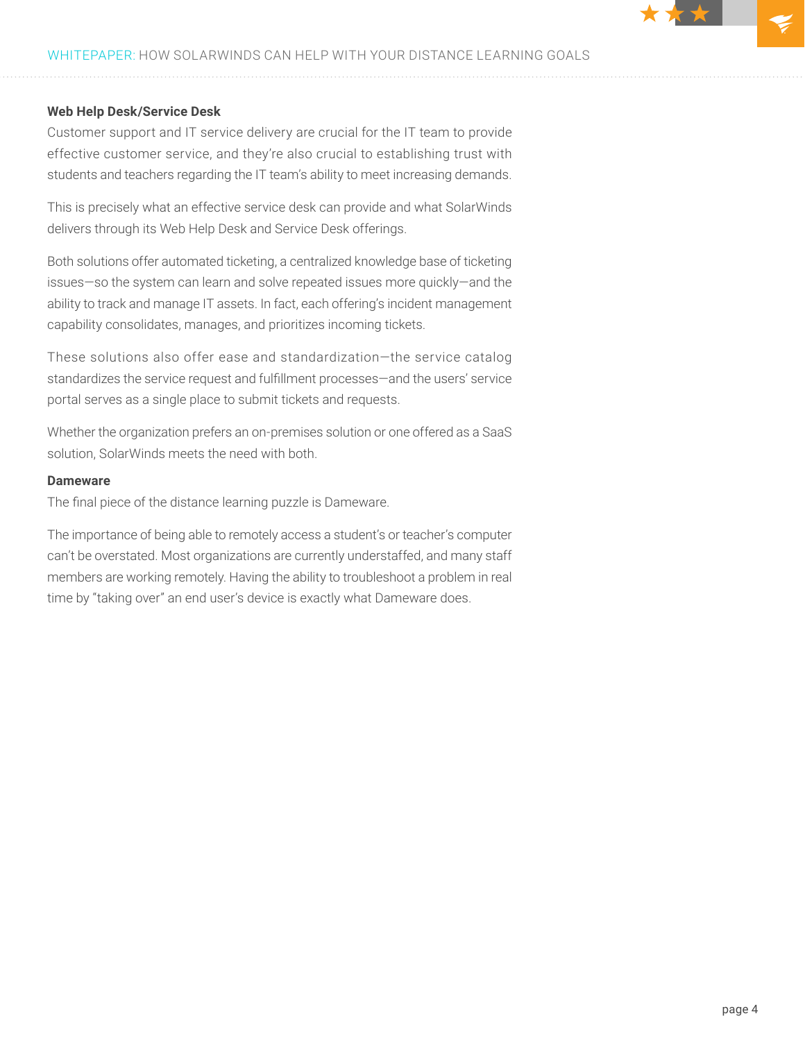**Web Help Desk/Service Desk**

Customer support and IT service delivery are crucial for the IT team to provide effective customer service, and they're also crucial to establishing trust with students and teachers regarding the IT team's ability to meet increasing demands.

This is precisely what an effective service desk can provide and what SolarWinds delivers through its Web Help Desk and Service Desk offerings.

Both solutions offer automated ticketing, a centralized knowledge base of ticketing issues—so the system can learn and solve repeated issues more quickly—and the ability to track and manage IT assets. In fact, each offering's incident management capability consolidates, manages, and prioritizes incoming tickets.

These solutions also offer ease and standardization—the service catalog standardizes the service request and fulfillment processes—and the users' service portal serves as a single place to submit tickets and requests.

Whether the organization prefers an on-premises solution or one offered as a SaaS solution, SolarWinds meets the need with both.

**Dameware**

The final piece of the distance learning puzzle is Dameware.

The importance of being able to remotely access a student's or teacher's computer can't be overstated. Most organizations are currently understaffed, and many staff members are working remotely. Having the ability to troubleshoot a problem in real time by "taking over" an end user's device is exactly what Dameware does.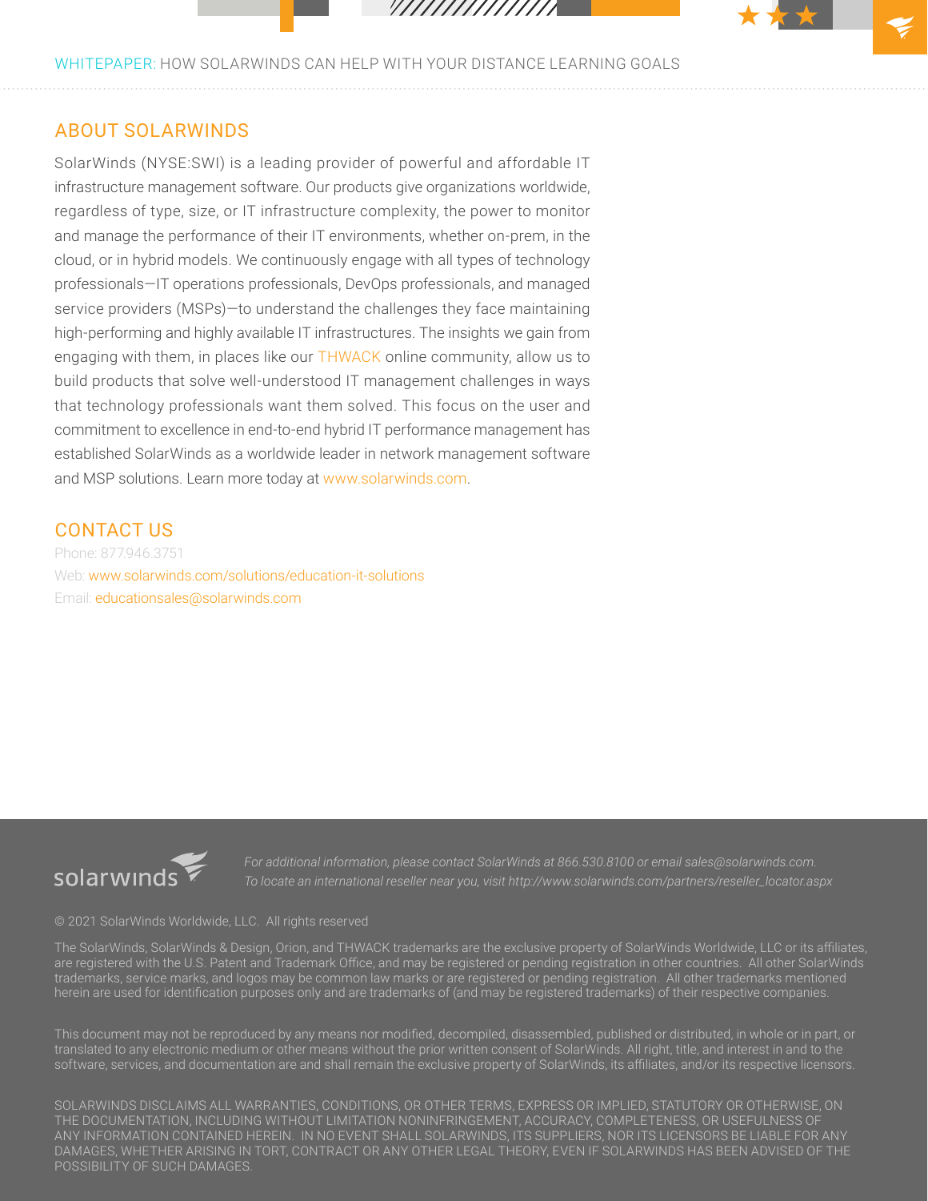## ABOUT SOLARWINDS

SolarWinds (NYSE:SWI) is a leading provider of powerful and affordable IT infrastructure management software. Our products give organizations worldwide, regardless of type, size, or IT infrastructure complexity, the power to monitor and manage the performance of their IT environments, whether on-prem, in the cloud, or in hybrid models. We continuously engage with all types of technology professionals—IT operations professionals, DevOps professionals, and managed service providers (MSPs)—to understand the challenges they face maintaining high-performing and highly available IT infrastructures. The insights we gain from engaging with them, in places like our THWACK online community, allow us to build products that solve well-understood IT management challenges in ways that technology professionals want them solved. This focus on the user and commitment to excellence in end-to-end hybrid IT performance management has established SolarWinds as a worldwide leader in network management software and MSP solutions. Learn more today at www.solarwinds.com.

## CONTACT US

Phone: 877.946.3751
Web: www.solarwinds.com/solutions/education-it-solutions
Email: educationsales@solarwinds.com

solarwinds

*For additional information, please contact SolarWinds at 866.530.8100 or email sales@solarwinds.com.*
*To locate an international reseller near you, visit http://www.solarwinds.com/partners/reseller_locator.aspx*

© 2021 SolarWinds Worldwide, LLC. All rights reserved

The SolarWinds, SolarWinds & Design, Orion, and THWACK trademarks are the exclusive property of SolarWinds Worldwide, LLC or its affiliates, are registered with the U.S. Patent and Trademark Office, and may be registered or pending registration in other countries. All other SolarWinds trademarks, service marks, and logos may be common law marks or are registered or pending registration. All other trademarks mentioned herein are used for identification purposes only and are trademarks of (and may be registered trademarks) of their respective companies.

This document may not be reproduced by any means nor modified, decompiled, disassembled, published or distributed, in whole or in part, or translated to any electronic medium or other means without the prior written consent of SolarWinds. All right, title, and interest in and to the software, services, and documentation are and shall remain the exclusive property of SolarWinds, its affiliates, and/or its respective licensors.

SOLARWINDS DISCLAIMS ALL WARRANTIES, CONDITIONS, OR OTHER TERMS, EXPRESS OR IMPLIED, STATUTORY OR OTHERWISE, ON THE DOCUMENTATION, INCLUDING WITHOUT LIMITATION NONINFRINGEMENT, ACCURACY, COMPLETENESS, OR USEFULNESS OF ANY INFORMATION CONTAINED HEREIN. IN NO EVENT SHALL SOLARWINDS, ITS SUPPLIERS, NOR ITS LICENSORS BE LIABLE FOR ANY DAMAGES, WHETHER ARISING IN TORT, CONTRACT OR ANY OTHER LEGAL THEORY, EVEN IF SOLARWINDS HAS BEEN ADVISED OF THE POSSIBILITY OF SUCH DAMAGES.